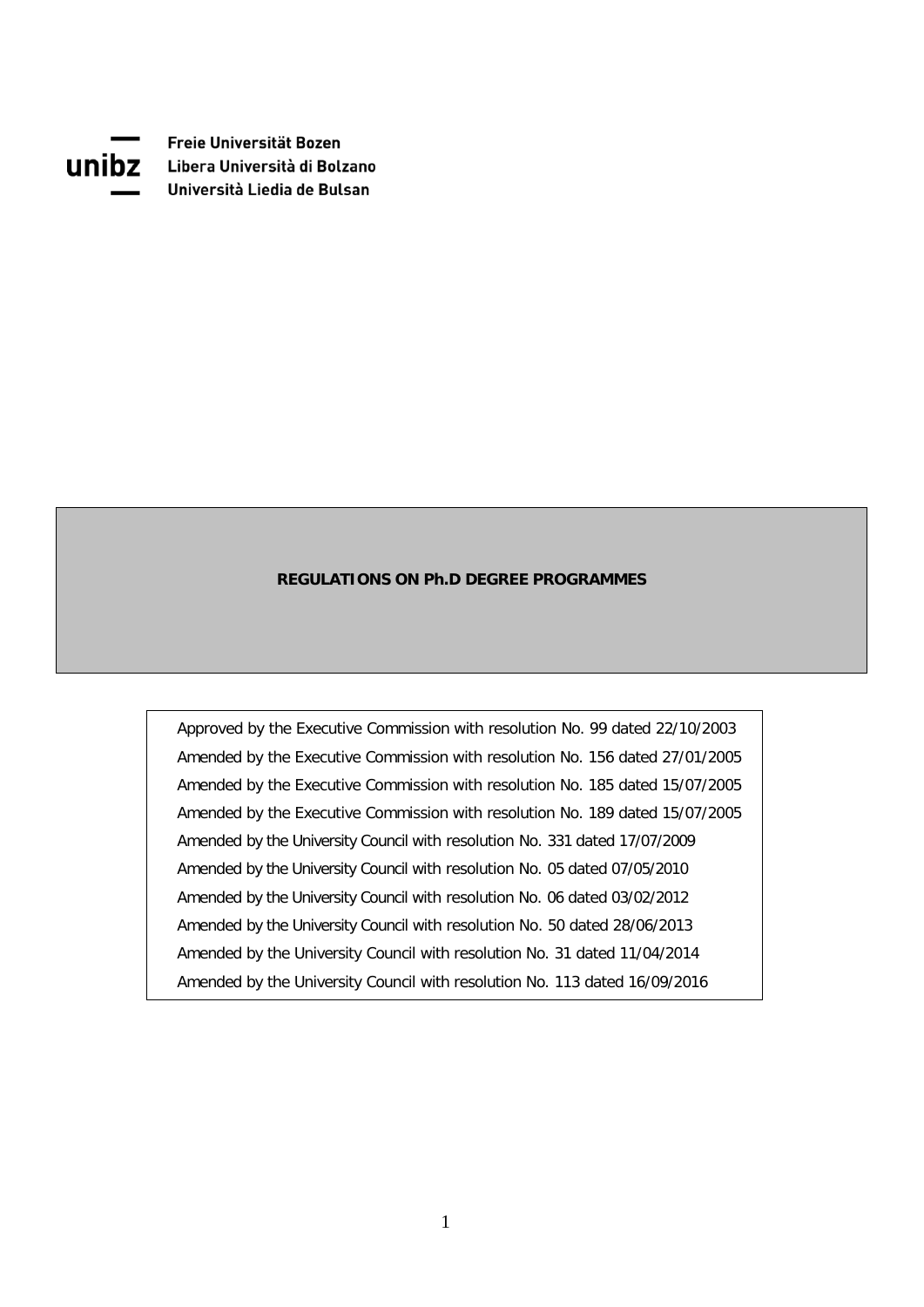Freie Universität Bozen
Libera Università di Bolzano
Università Liedia de Bulsan

# REGULATIONS ON Ph.D DEGREE PROGRAMMES

Approved by the Executive Commission with resolution No. 99 dated 22/10/2003
Amended by the Executive Commission with resolution No. 156 dated 27/01/2005
Amended by the Executive Commission with resolution No. 185 dated 15/07/2005
Amended by the Executive Commission with resolution No. 189 dated 15/07/2005
Amended by the University Council with resolution No. 331 dated 17/07/2009
Amended by the University Council with resolution No. 05 dated 07/05/2010
Amended by the University Council with resolution No. 06 dated 03/02/2012
Amended by the University Council with resolution No. 50 dated 28/06/2013
Amended by the University Council with resolution No. 31 dated 11/04/2014
Amended by the University Council with resolution No. 113 dated 16/09/2016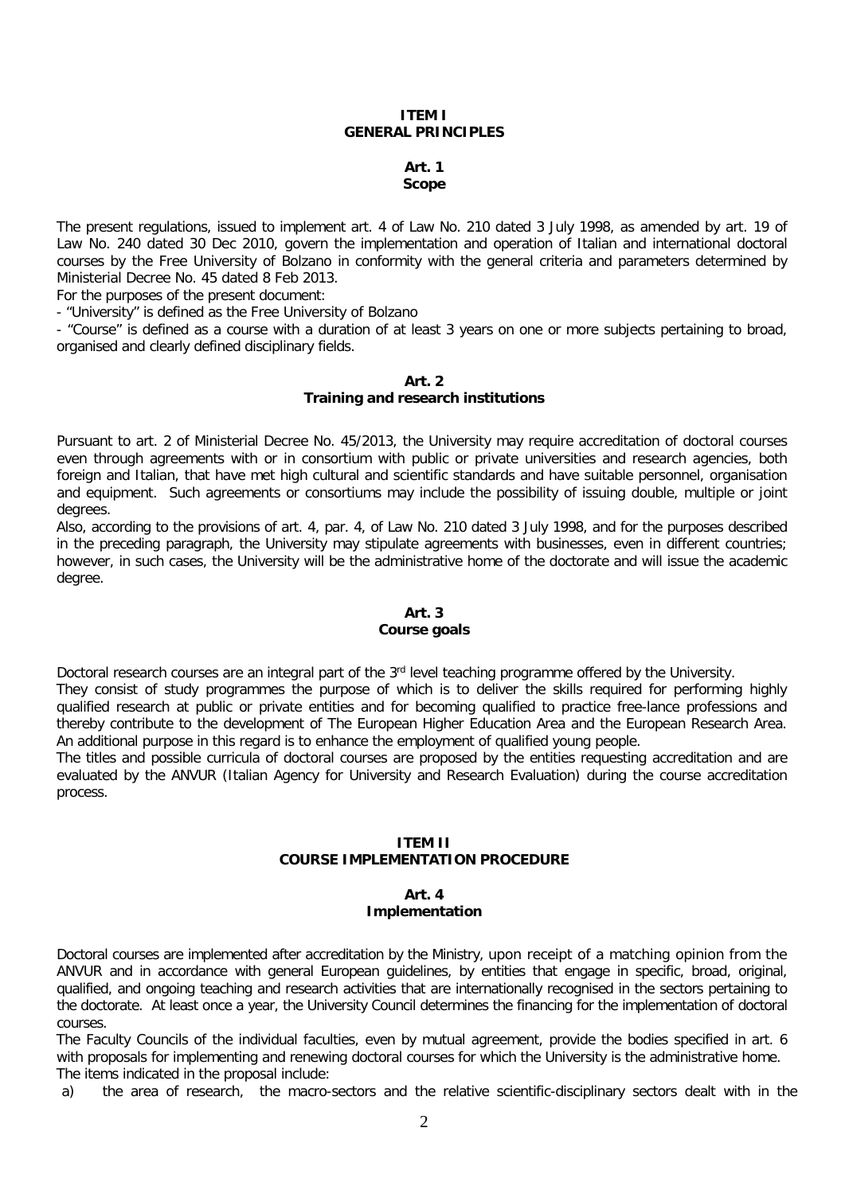## ITEM I
## GENERAL PRINCIPLES

### Art. 1
### Scope

The present regulations, issued to implement art. 4 of Law No. 210 dated 3 July 1998, as amended by art. 19 of Law No. 240 dated 30 Dec 2010, govern the implementation and operation of Italian and international doctoral courses by the Free University of Bolzano in conformity with the general criteria and parameters determined by Ministerial Decree No. 45 dated 8 Feb 2013.

For the purposes of the present document:

- "University" is defined as the Free University of Bolzano
- "Course" is defined as a course with a duration of at least 3 years on one or more subjects pertaining to broad, organised and clearly defined disciplinary fields.

### Art. 2
### Training and research institutions

Pursuant to art. 2 of Ministerial Decree No. 45/2013, the University may require accreditation of doctoral courses even through agreements with or in consortium with public or private universities and research agencies, both foreign and Italian, that have met high cultural and scientific standards and have suitable personnel, organisation and equipment. Such agreements or consortiums may include the possibility of issuing double, multiple or joint degrees.

Also, according to the provisions of art. 4, par. 4, of Law No. 210 dated 3 July 1998, and for the purposes described in the preceding paragraph, the University may stipulate agreements with businesses, even in different countries; however, in such cases, the University will be the administrative home of the doctorate and will issue the academic degree.

### Art. 3
### Course goals

Doctoral research courses are an integral part of the 3rd level teaching programme offered by the University.

They consist of study programmes the purpose of which is to deliver the skills required for performing highly qualified research at public or private entities and for becoming qualified to practice free-lance professions and thereby contribute to the development of The European Higher Education Area and the European Research Area. An additional purpose in this regard is to enhance the employment of qualified young people.

The titles and possible curricula of doctoral courses are proposed by the entities requesting accreditation and are evaluated by the ANVUR (Italian Agency for University and Research Evaluation) during the course accreditation process.

## ITEM II
## COURSE IMPLEMENTATION PROCEDURE

### Art. 4
### Implementation

Doctoral courses are implemented after accreditation by the Ministry, upon receipt of a matching opinion from the ANVUR and in accordance with general European guidelines, by entities that engage in specific, broad, original, qualified, and ongoing teaching and research activities that are internationally recognised in the sectors pertaining to the doctorate. At least once a year, the University Council determines the financing for the implementation of doctoral courses.

The Faculty Councils of the individual faculties, even by mutual agreement, provide the bodies specified in art. 6 with proposals for implementing and renewing doctoral courses for which the University is the administrative home.

The items indicated in the proposal include:

a) the area of research, the macro-sectors and the relative scientific-disciplinary sectors dealt with in the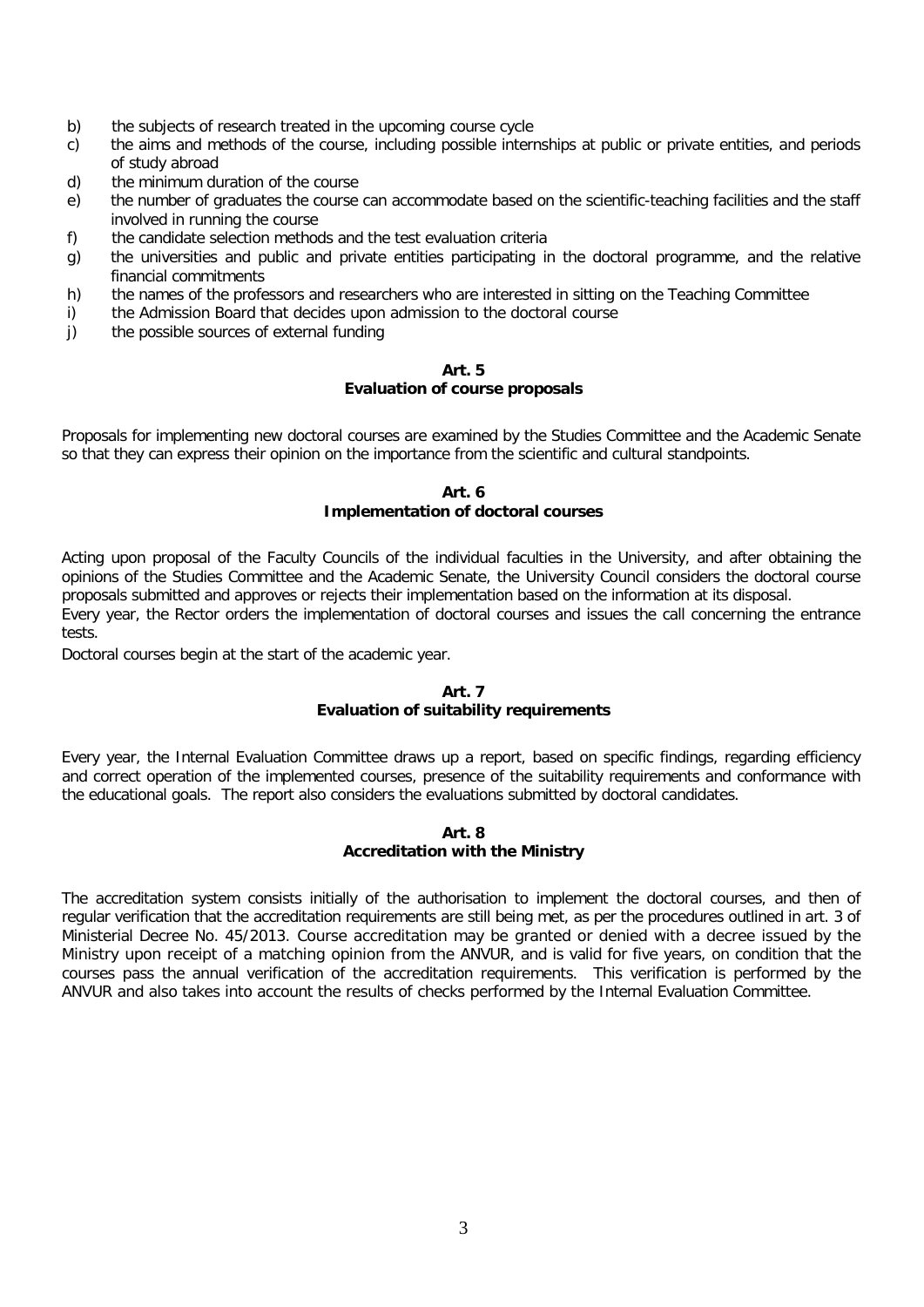b) the subjects of research treated in the upcoming course cycle
c) the aims and methods of the course, including possible internships at public or private entities, and periods of study abroad
d) the minimum duration of the course
e) the number of graduates the course can accommodate based on the scientific-teaching facilities and the staff involved in running the course
f) the candidate selection methods and the test evaluation criteria
g) the universities and public and private entities participating in the doctoral programme, and the relative financial commitments
h) the names of the professors and researchers who are interested in sitting on the Teaching Committee
i) the Admission Board that decides upon admission to the doctoral course
j) the possible sources of external funding

## Art. 5
## Evaluation of course proposals

Proposals for implementing new doctoral courses are examined by the Studies Committee and the Academic Senate so that they can express their opinion on the importance from the scientific and cultural standpoints.

## Art. 6
## Implementation of doctoral courses

Acting upon proposal of the Faculty Councils of the individual faculties in the University, and after obtaining the opinions of the Studies Committee and the Academic Senate, the University Council considers the doctoral course proposals submitted and approves or rejects their implementation based on the information at its disposal.
Every year, the Rector orders the implementation of doctoral courses and issues the call concerning the entrance tests.
Doctoral courses begin at the start of the academic year.

## Art. 7
## Evaluation of suitability requirements

Every year, the Internal Evaluation Committee draws up a report, based on specific findings, regarding efficiency and correct operation of the implemented courses, presence of the suitability requirements and conformance with the educational goals. The report also considers the evaluations submitted by doctoral candidates.

## Art. 8
## Accreditation with the Ministry

The accreditation system consists initially of the authorisation to implement the doctoral courses, and then of regular verification that the accreditation requirements are still being met, as per the procedures outlined in art. 3 of Ministerial Decree No. 45/2013. Course accreditation may be granted or denied with a decree issued by the Ministry upon receipt of a matching opinion from the ANVUR, and is valid for five years, on condition that the courses pass the annual verification of the accreditation requirements. This verification is performed by the ANVUR and also takes into account the results of checks performed by the Internal Evaluation Committee.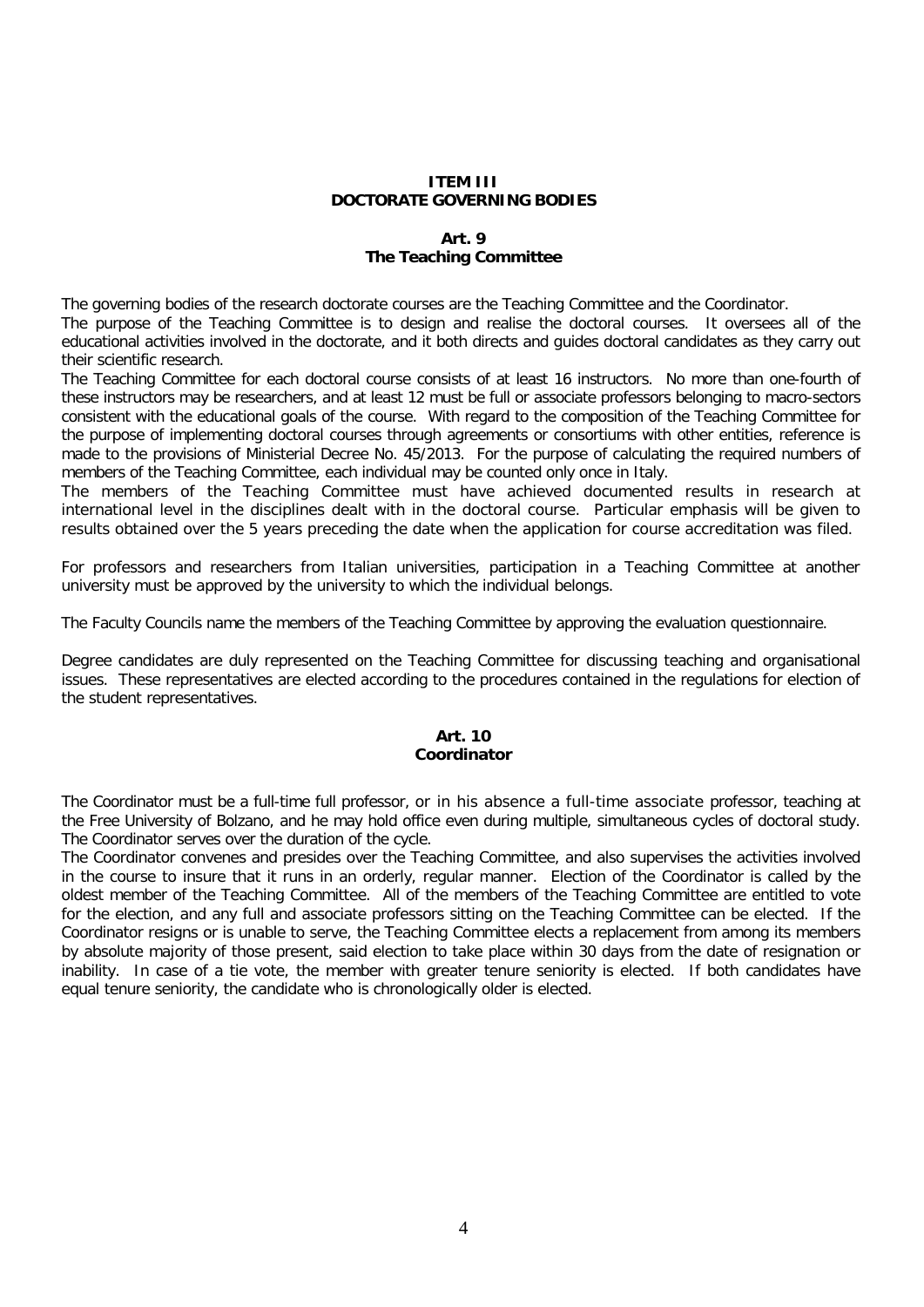## ITEM III
## DOCTORATE GOVERNING BODIES

### Art. 9
### The Teaching Committee

The governing bodies of the research doctorate courses are the Teaching Committee and the Coordinator.

The purpose of the Teaching Committee is to design and realise the doctoral courses. It oversees all of the educational activities involved in the doctorate, and it both directs and guides doctoral candidates as they carry out their scientific research.

The Teaching Committee for each doctoral course consists of at least 16 instructors. No more than one-fourth of these instructors may be researchers, and at least 12 must be full or associate professors belonging to macro-sectors consistent with the educational goals of the course. With regard to the composition of the Teaching Committee for the purpose of implementing doctoral courses through agreements or consortiums with other entities, reference is made to the provisions of Ministerial Decree No. 45/2013. For the purpose of calculating the required numbers of members of the Teaching Committee, each individual may be counted only once in Italy.

The members of the Teaching Committee must have achieved documented results in research at international level in the disciplines dealt with in the doctoral course. Particular emphasis will be given to results obtained over the 5 years preceding the date when the application for course accreditation was filed.

For professors and researchers from Italian universities, participation in a Teaching Committee at another university must be approved by the university to which the individual belongs.

The Faculty Councils name the members of the Teaching Committee by approving the evaluation questionnaire.

Degree candidates are duly represented on the Teaching Committee for discussing teaching and organisational issues. These representatives are elected according to the procedures contained in the regulations for election of the student representatives.

### Art. 10
### Coordinator

The Coordinator must be a full-time full professor, or in his absence a full-time associate professor, teaching at the Free University of Bolzano, and he may hold office even during multiple, simultaneous cycles of doctoral study. The Coordinator serves over the duration of the cycle.

The Coordinator convenes and presides over the Teaching Committee, and also supervises the activities involved in the course to insure that it runs in an orderly, regular manner. Election of the Coordinator is called by the oldest member of the Teaching Committee. All of the members of the Teaching Committee are entitled to vote for the election, and any full and associate professors sitting on the Teaching Committee can be elected. If the Coordinator resigns or is unable to serve, the Teaching Committee elects a replacement from among its members by absolute majority of those present, said election to take place within 30 days from the date of resignation or inability. In case of a tie vote, the member with greater tenure seniority is elected. If both candidates have equal tenure seniority, the candidate who is chronologically older is elected.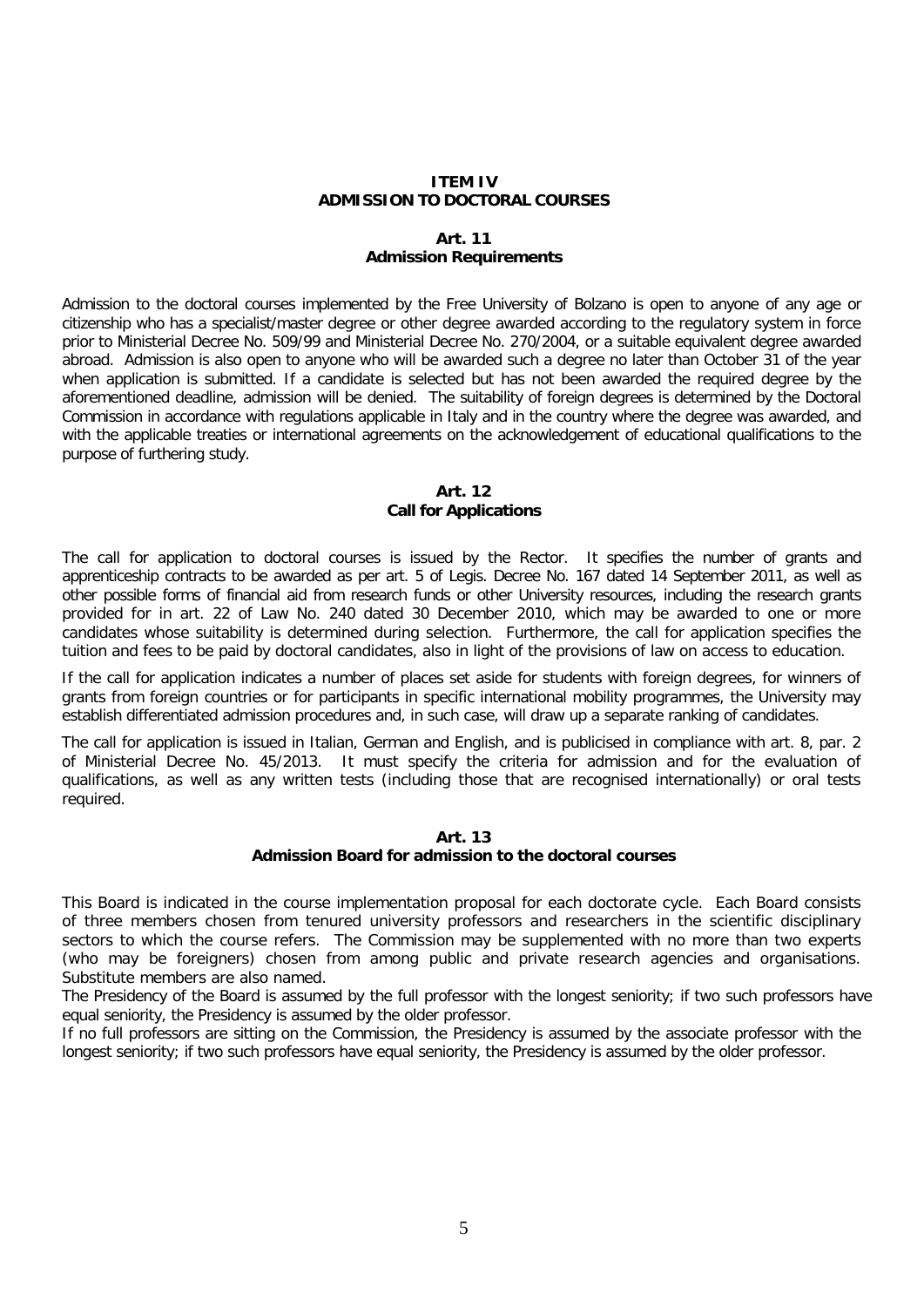## ITEM IV
## ADMISSION TO DOCTORAL COURSES

### Art. 11
### Admission Requirements

Admission to the doctoral courses implemented by the Free University of Bolzano is open to anyone of any age or citizenship who has a specialist/master degree or other degree awarded according to the regulatory system in force prior to Ministerial Decree No. 509/99 and Ministerial Decree No. 270/2004, or a suitable equivalent degree awarded abroad. Admission is also open to anyone who will be awarded such a degree no later than October 31 of the year when application is submitted. If a candidate is selected but has not been awarded the required degree by the aforementioned deadline, admission will be denied. The suitability of foreign degrees is determined by the Doctoral Commission in accordance with regulations applicable in Italy and in the country where the degree was awarded, and with the applicable treaties or international agreements on the acknowledgement of educational qualifications to the purpose of furthering study.

### Art. 12
### Call for Applications

The call for application to doctoral courses is issued by the Rector. It specifies the number of grants and apprenticeship contracts to be awarded as per art. 5 of Legis. Decree No. 167 dated 14 September 2011, as well as other possible forms of financial aid from research funds or other University resources, including the research grants provided for in art. 22 of Law No. 240 dated 30 December 2010, which may be awarded to one or more candidates whose suitability is determined during selection. Furthermore, the call for application specifies the tuition and fees to be paid by doctoral candidates, also in light of the provisions of law on access to education.

If the call for application indicates a number of places set aside for students with foreign degrees, for winners of grants from foreign countries or for participants in specific international mobility programmes, the University may establish differentiated admission procedures and, in such case, will draw up a separate ranking of candidates.

The call for application is issued in Italian, German and English, and is publicised in compliance with art. 8, par. 2 of Ministerial Decree No. 45/2013. It must specify the criteria for admission and for the evaluation of qualifications, as well as any written tests (including those that are recognised internationally) or oral tests required.

### Art. 13
### Admission Board for admission to the doctoral courses

This Board is indicated in the course implementation proposal for each doctorate cycle. Each Board consists of three members chosen from tenured university professors and researchers in the scientific disciplinary sectors to which the course refers. The Commission may be supplemented with no more than two experts (who may be foreigners) chosen from among public and private research agencies and organisations. Substitute members are also named.

The Presidency of the Board is assumed by the full professor with the longest seniority; if two such professors have equal seniority, the Presidency is assumed by the older professor.

If no full professors are sitting on the Commission, the Presidency is assumed by the associate professor with the longest seniority; if two such professors have equal seniority, the Presidency is assumed by the older professor.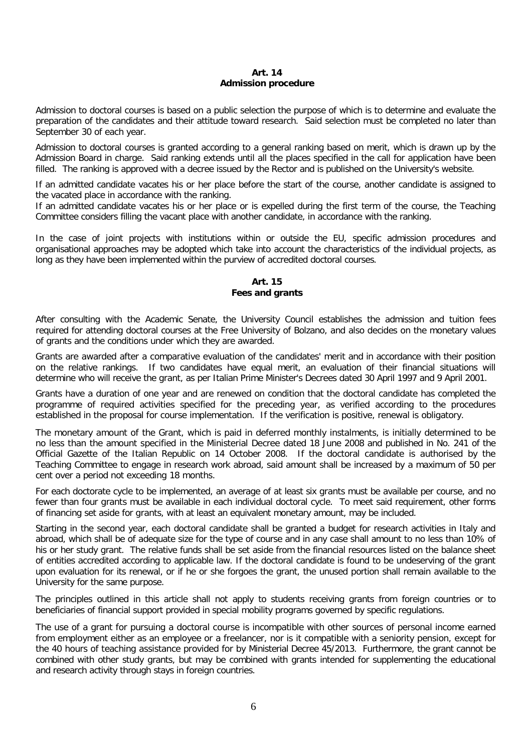**Art. 14**
**Admission procedure**

Admission to doctoral courses is based on a public selection the purpose of which is to determine and evaluate the preparation of the candidates and their attitude toward research. Said selection must be completed no later than September 30 of each year.

Admission to doctoral courses is granted according to a general ranking based on merit, which is drawn up by the Admission Board in charge. Said ranking extends until all the places specified in the call for application have been filled. The ranking is approved with a decree issued by the Rector and is published on the University's website.

If an admitted candidate vacates his or her place before the start of the course, another candidate is assigned to the vacated place in accordance with the ranking.
If an admitted candidate vacates his or her place or is expelled during the first term of the course, the Teaching Committee considers filling the vacant place with another candidate, in accordance with the ranking.

In the case of joint projects with institutions within or outside the EU, specific admission procedures and organisational approaches may be adopted which take into account the characteristics of the individual projects, as long as they have been implemented within the purview of accredited doctoral courses.

**Art. 15**
**Fees and grants**

After consulting with the Academic Senate, the University Council establishes the admission and tuition fees required for attending doctoral courses at the Free University of Bolzano, and also decides on the monetary values of grants and the conditions under which they are awarded.

Grants are awarded after a comparative evaluation of the candidates' merit and in accordance with their position on the relative rankings. If two candidates have equal merit, an evaluation of their financial situations will determine who will receive the grant, as per Italian Prime Minister's Decrees dated 30 April 1997 and 9 April 2001.

Grants have a duration of one year and are renewed on condition that the doctoral candidate has completed the programme of required activities specified for the preceding year, as verified according to the procedures established in the proposal for course implementation. If the verification is positive, renewal is obligatory.

The monetary amount of the Grant, which is paid in deferred monthly instalments, is initially determined to be no less than the amount specified in the Ministerial Decree dated 18 June 2008 and published in No. 241 of the Official Gazette of the Italian Republic on 14 October 2008. If the doctoral candidate is authorised by the Teaching Committee to engage in research work abroad, said amount shall be increased by a maximum of 50 per cent over a period not exceeding 18 months.

For each doctorate cycle to be implemented, an average of at least six grants must be available per course, and no fewer than four grants must be available in each individual doctoral cycle. To meet said requirement, other forms of financing set aside for grants, with at least an equivalent monetary amount, may be included.

Starting in the second year, each doctoral candidate shall be granted a budget for research activities in Italy and abroad, which shall be of adequate size for the type of course and in any case shall amount to no less than 10% of his or her study grant. The relative funds shall be set aside from the financial resources listed on the balance sheet of entities accredited according to applicable law. If the doctoral candidate is found to be undeserving of the grant upon evaluation for its renewal, or if he or she forgoes the grant, the unused portion shall remain available to the University for the same purpose.

The principles outlined in this article shall not apply to students receiving grants from foreign countries or to beneficiaries of financial support provided in special mobility programs governed by specific regulations.

The use of a grant for pursuing a doctoral course is incompatible with other sources of personal income earned from employment either as an employee or a freelancer, nor is it compatible with a seniority pension, except for the 40 hours of teaching assistance provided for by Ministerial Decree 45/2013. Furthermore, the grant cannot be combined with other study grants, but may be combined with grants intended for supplementing the educational and research activity through stays in foreign countries.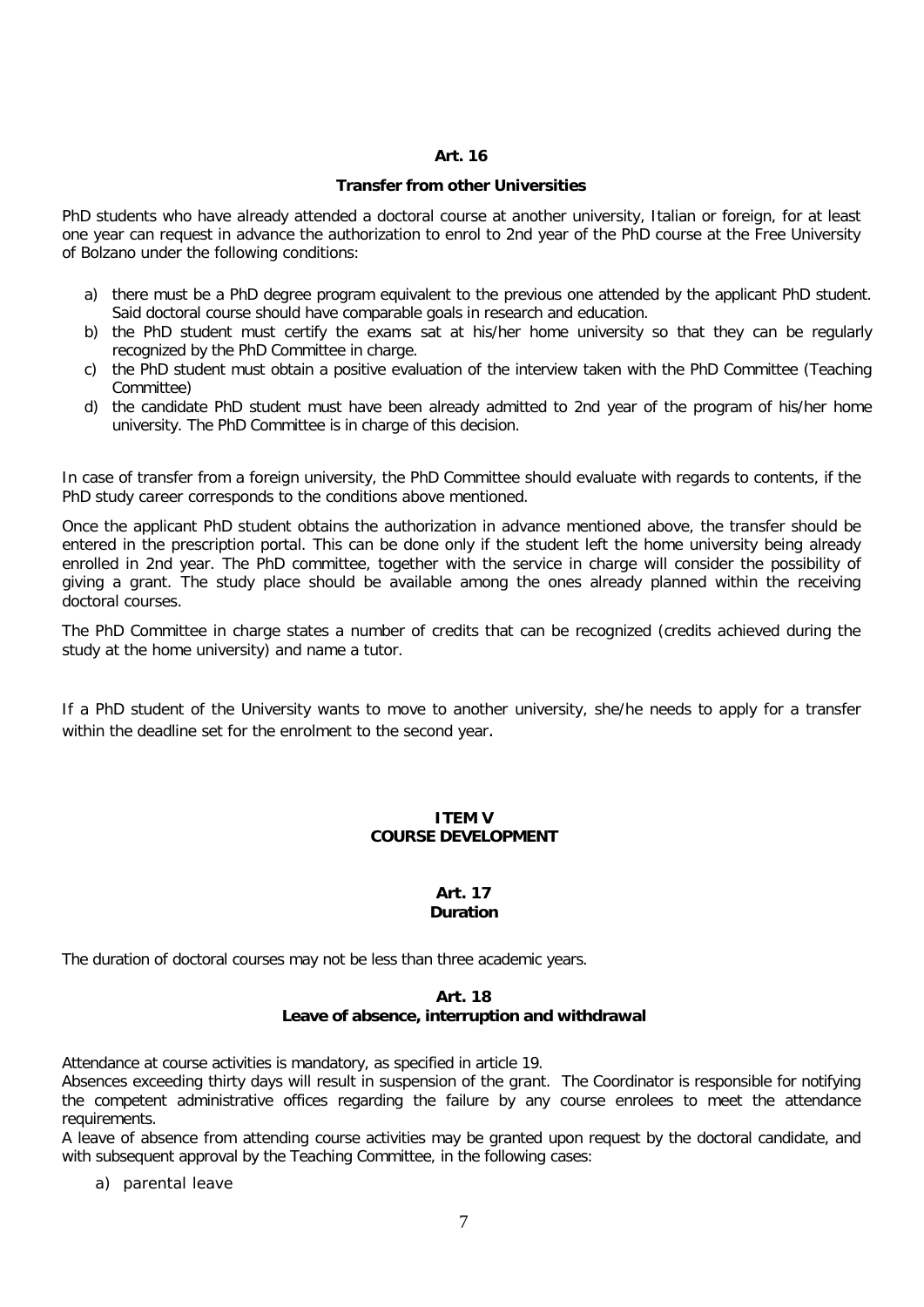## Art. 16

### Transfer from other Universities

PhD students who have already attended a doctoral course at another university, Italian or foreign, for at least one year can request in advance the authorization to enrol to 2nd year of the PhD course at the Free University of Bolzano under the following conditions:

a) there must be a PhD degree program equivalent to the previous one attended by the applicant PhD student. Said doctoral course should have comparable goals in research and education.
b) the PhD student must certify the exams sat at his/her home university so that they can be regularly recognized by the PhD Committee in charge.
c) the PhD student must obtain a positive evaluation of the interview taken with the PhD Committee (Teaching Committee)
d) the candidate PhD student must have been already admitted to 2nd year of the program of his/her home university. The PhD Committee is in charge of this decision.

In case of transfer from a foreign university, the PhD Committee should evaluate with regards to contents, if the PhD study career corresponds to the conditions above mentioned.

Once the applicant PhD student obtains the authorization in advance mentioned above, the transfer should be entered in the prescription portal. This can be done only if the student left the home university being already enrolled in 2nd year. The PhD committee, together with the service in charge will consider the possibility of giving a grant. The study place should be available among the ones already planned within the receiving doctoral courses.

The PhD Committee in charge states a number of credits that can be recognized (credits achieved during the study at the home university) and name a tutor.

If a PhD student of the University wants to move to another university, she/he needs to apply for a transfer within the deadline set for the enrolment to the second year.

# ITEM V
# COURSE DEVELOPMENT

## Art. 17
### Duration

The duration of doctoral courses may not be less than three academic years.

## Art. 18
### Leave of absence, interruption and withdrawal

Attendance at course activities is mandatory, as specified in article 19.
Absences exceeding thirty days will result in suspension of the grant. The Coordinator is responsible for notifying the competent administrative offices regarding the failure by any course enrolees to meet the attendance requirements.
A leave of absence from attending course activities may be granted upon request by the doctoral candidate, and with subsequent approval by the Teaching Committee, in the following cases:

a) parental leave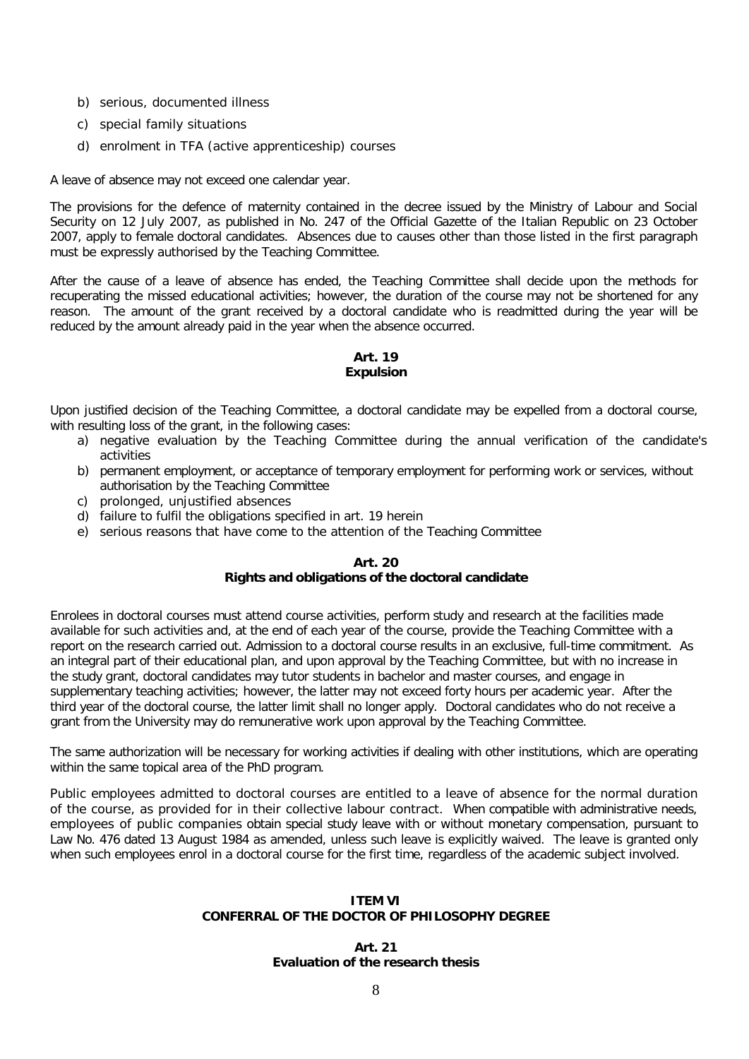b) serious, documented illness
c) special family situations
d) enrolment in TFA (active apprenticeship) courses

A leave of absence may not exceed one calendar year.

The provisions for the defence of maternity contained in the decree issued by the Ministry of Labour and Social Security on 12 July 2007, as published in No. 247 of the Official Gazette of the Italian Republic on 23 October 2007, apply to female doctoral candidates. Absences due to causes other than those listed in the first paragraph must be expressly authorised by the Teaching Committee.

After the cause of a leave of absence has ended, the Teaching Committee shall decide upon the methods for recuperating the missed educational activities; however, the duration of the course may not be shortened for any reason. The amount of the grant received by a doctoral candidate who is readmitted during the year will be reduced by the amount already paid in the year when the absence occurred.

### Art. 19
### Expulsion

Upon justified decision of the Teaching Committee, a doctoral candidate may be expelled from a doctoral course, with resulting loss of the grant, in the following cases:

a) negative evaluation by the Teaching Committee during the annual verification of the candidate's activities
b) permanent employment, or acceptance of temporary employment for performing work or services, without authorisation by the Teaching Committee
c) prolonged, unjustified absences
d) failure to fulfil the obligations specified in art. 19 herein
e) serious reasons that have come to the attention of the Teaching Committee

### Art. 20
### Rights and obligations of the doctoral candidate

Enrolees in doctoral courses must attend course activities, perform study and research at the facilities made available for such activities and, at the end of each year of the course, provide the Teaching Committee with a report on the research carried out. Admission to a doctoral course results in an exclusive, full-time commitment. As an integral part of their educational plan, and upon approval by the Teaching Committee, but with no increase in the study grant, doctoral candidates may tutor students in bachelor and master courses, and engage in supplementary teaching activities; however, the latter may not exceed forty hours per academic year. After the third year of the doctoral course, the latter limit shall no longer apply. Doctoral candidates who do not receive a grant from the University may do remunerative work upon approval by the Teaching Committee.

The same authorization will be necessary for working activities if dealing with other institutions, which are operating within the same topical area of the PhD program.

Public employees admitted to doctoral courses are entitled to a leave of absence for the normal duration of the course, as provided for in their collective labour contract. When compatible with administrative needs, employees of public companies obtain special study leave with or without monetary compensation, pursuant to Law No. 476 dated 13 August 1984 as amended, unless such leave is explicitly waived. The leave is granted only when such employees enrol in a doctoral course for the first time, regardless of the academic subject involved.

## ITEM VI
## CONFERRAL OF THE DOCTOR OF PHILOSOPHY DEGREE

### Art. 21
### Evaluation of the research thesis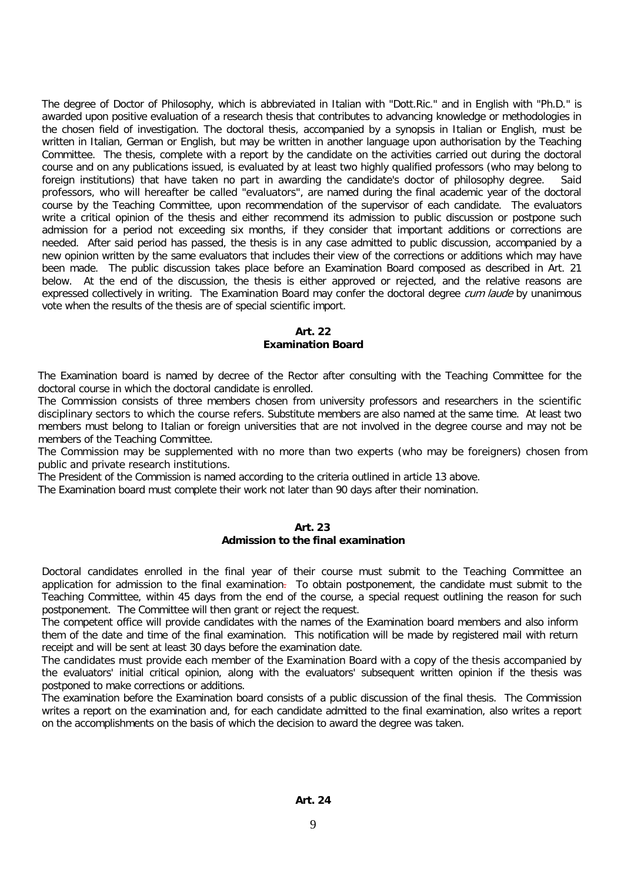The degree of Doctor of Philosophy, which is abbreviated in Italian with "Dott.Ric." and in English with "Ph.D." is awarded upon positive evaluation of a research thesis that contributes to advancing knowledge or methodologies in the chosen field of investigation. The doctoral thesis, accompanied by a synopsis in Italian or English, must be written in Italian, German or English, but may be written in another language upon authorisation by the Teaching Committee. The thesis, complete with a report by the candidate on the activities carried out during the doctoral course and on any publications issued, is evaluated by at least two highly qualified professors (who may belong to foreign institutions) that have taken no part in awarding the candidate's doctor of philosophy degree. Said professors, who will hereafter be called "evaluators", are named during the final academic year of the doctoral course by the Teaching Committee, upon recommendation of the supervisor of each candidate. The evaluators write a critical opinion of the thesis and either recommend its admission to public discussion or postpone such admission for a period not exceeding six months, if they consider that important additions or corrections are needed. After said period has passed, the thesis is in any case admitted to public discussion, accompanied by a new opinion written by the same evaluators that includes their view of the corrections or additions which may have been made. The public discussion takes place before an Examination Board composed as described in Art. 21 below. At the end of the discussion, the thesis is either approved or rejected, and the relative reasons are expressed collectively in writing. The Examination Board may confer the doctoral degree *cum laude* by unanimous vote when the results of the thesis are of special scientific import.

## Art. 22
## Examination Board

The Examination board is named by decree of the Rector after consulting with the Teaching Committee for the doctoral course in which the doctoral candidate is enrolled.

The Commission consists of three members chosen from university professors and researchers in the scientific disciplinary sectors to which the course refers. Substitute members are also named at the same time. At least two members must belong to Italian or foreign universities that are not involved in the degree course and may not be members of the Teaching Committee.

The Commission may be supplemented with no more than two experts (who may be foreigners) chosen from public and private research institutions.

The President of the Commission is named according to the criteria outlined in article 13 above.

The Examination board must complete their work not later than 90 days after their nomination.

## Art. 23
## Admission to the final examination

Doctoral candidates enrolled in the final year of their course must submit to the Teaching Committee an application for admission to the final examination. To obtain postponement, the candidate must submit to the Teaching Committee, within 45 days from the end of the course, a special request outlining the reason for such postponement. The Committee will then grant or reject the request.

The competent office will provide candidates with the names of the Examination board members and also inform them of the date and time of the final examination. This notification will be made by registered mail with return receipt and will be sent at least 30 days before the examination date.

The candidates must provide each member of the Examination Board with a copy of the thesis accompanied by the evaluators' initial critical opinion, along with the evaluators' subsequent written opinion if the thesis was postponed to make corrections or additions.

The examination before the Examination board consists of a public discussion of the final thesis. The Commission writes a report on the examination and, for each candidate admitted to the final examination, also writes a report on the accomplishments on the basis of which the decision to award the degree was taken.

## Art. 24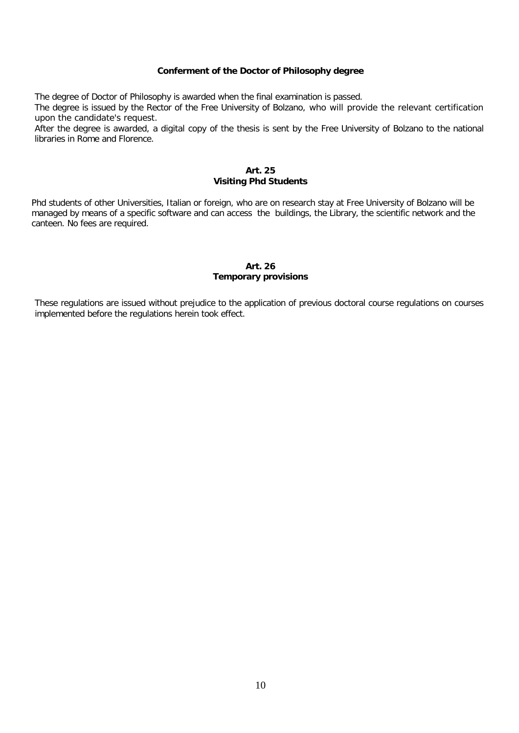**Conferment of the Doctor of Philosophy degree**

The degree of Doctor of Philosophy is awarded when the final examination is passed.

The degree is issued by the Rector of the Free University of Bolzano, who will provide the relevant certification upon the candidate's request.

After the degree is awarded, a digital copy of the thesis is sent by the Free University of Bolzano to the national libraries in Rome and Florence.

## Art. 25
## Visiting Phd Students

Phd students of other Universities, Italian or foreign, who are on research stay at Free University of Bolzano will be managed by means of a specific software and can access the buildings, the Library, the scientific network and the canteen. No fees are required.

## Art. 26
## Temporary provisions

These regulations are issued without prejudice to the application of previous doctoral course regulations on courses implemented before the regulations herein took effect.